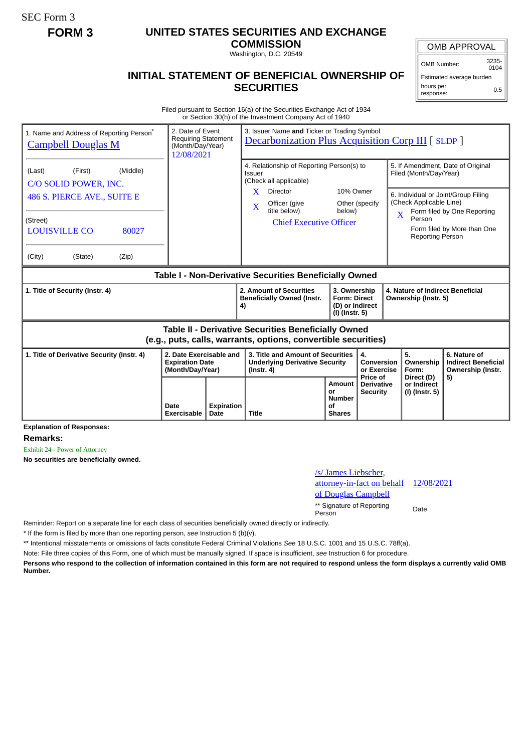SEC Form 3

# FORM 3

## UNITED STATES SECURITIES AND EXCHANGE COMMISSION

Washington, D.C. 20549

## INITIAL STATEMENT OF BENEFICIAL OWNERSHIP OF SECURITIES

| OMB APPROVAL | |
|---|---|
| OMB Number: | 3235-0104 |
| Estimated average burden | |
| hours per response: | 0.5 |

Filed pursuant to Section 16(a) of the Securities Exchange Act of 1934
or Section 30(h) of the Investment Company Act of 1940

| 1. Name and Address of Reporting Person* | 2. Date of Event Requiring Statement (Month/Day/Year) | 3. Issuer Name and Ticker or Trading Symbol | |
|---|---|---|---|
| Campbell Douglas M | 12/08/2021 | Decarbonization Plus Acquisition Corp III [ SLDP ] | |
| (Last) (First) (Middle)<br>C/O SOLID POWER, INC.<br>486 S. PIERCE AVE., SUITE E | | 4. Relationship of Reporting Person(s) to Issuer (Check all applicable)<br>X Director<br>10% Owner<br>X Officer (give title below)<br>Other (specify below)<br>Chief Executive Officer | 5. If Amendment, Date of Original Filed (Month/Day/Year) |
| (Street)<br>LOUISVILLE CO 80027<br>(City) (State) (Zip) | | | 6. Individual or Joint/Group Filing (Check Applicable Line)<br>X Form filed by One Reporting Person<br>Form filed by More than One Reporting Person |

### Table I - Non-Derivative Securities Beneficially Owned

| 1. Title of Security (Instr. 4) | 2. Amount of Securities Beneficially Owned (Instr. 4) | 3. Ownership Form: Direct (D) or Indirect (I) (Instr. 5) | 4. Nature of Indirect Beneficial Ownership (Instr. 5) |
|---|---|---|---|

### Table II - Derivative Securities Beneficially Owned (e.g., puts, calls, warrants, options, convertible securities)

| 1. Title of Derivative Security (Instr. 4) | 2. Date Exercisable and Expiration Date (Month/Day/Year) | | 3. Title and Amount of Securities Underlying Derivative Security (Instr. 4) | | 4. Conversion or Exercise Price of Derivative Security | 5. Ownership Form: Direct (D) or Indirect (I) (Instr. 5) | 6. Nature of Indirect Beneficial Ownership (Instr. 5) |
|---|---|---|---|---|---|---|---|
| | Date Exercisable | Expiration Date | Title | Amount or Number of Shares | | | |

**Explanation of Responses:**

**Remarks:**

Exhibit 24 - Power of Attorney

**No securities are beneficially owned.**

| /s/ James Liebscher, attorney-in-fact on behalf of Douglas Campbell | 12/08/2021 |
|---|---|
| ** Signature of Reporting Person | Date |

Reminder: Report on a separate line for each class of securities beneficially owned directly or indirectly.

\* If the form is filed by more than one reporting person, *see* Instruction 5 (b)(v).

\*\* Intentional misstatements or omissions of facts constitute Federal Criminal Violations *See* 18 U.S.C. 1001 and 15 U.S.C. 78ff(a).

Note: File three copies of this Form, one of which must be manually signed. If space is insufficient, *see* Instruction 6 for procedure.

**Persons who respond to the collection of information contained in this form are not required to respond unless the form displays a currently valid OMB Number.**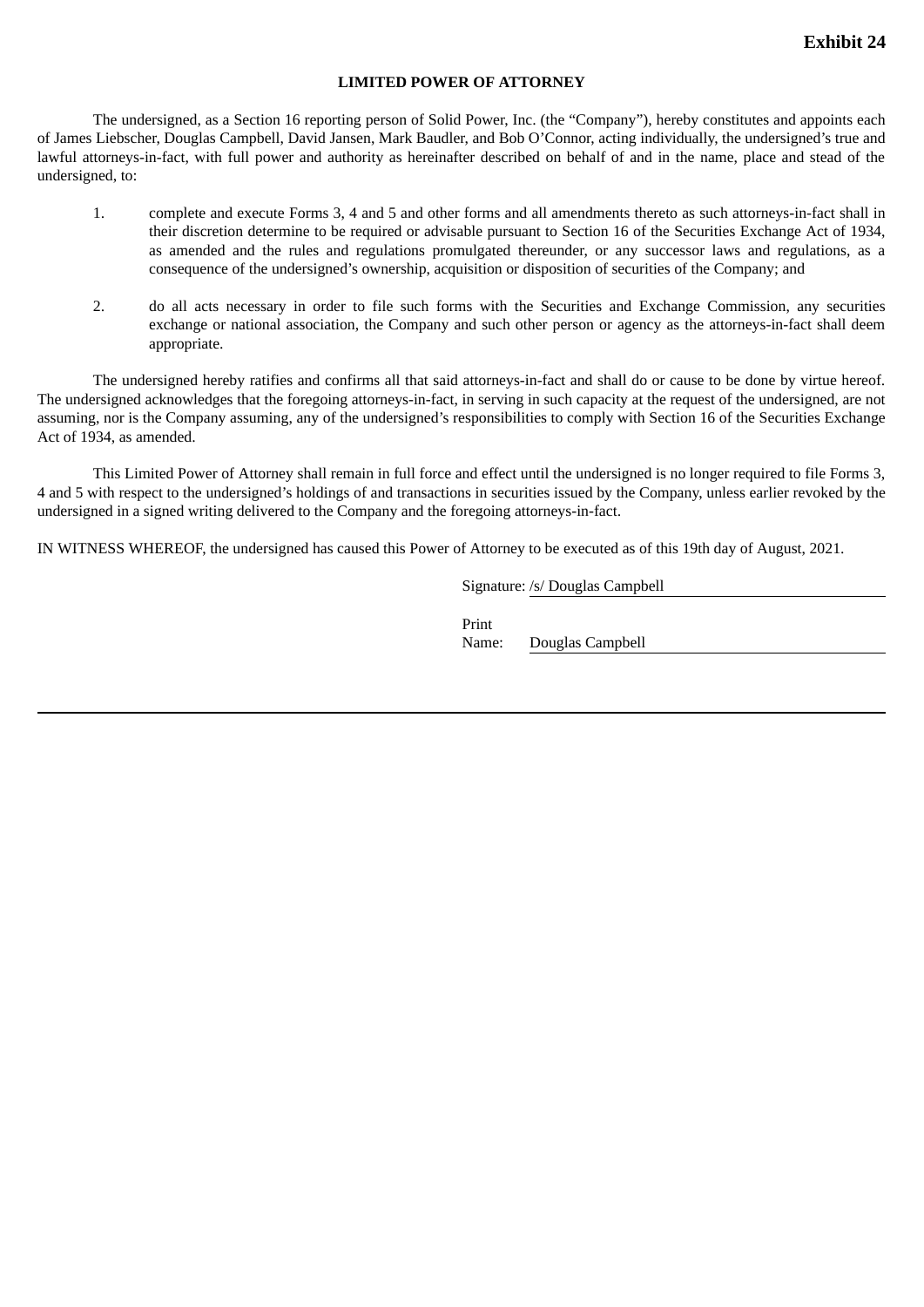**Exhibit 24**

**LIMITED POWER OF ATTORNEY**

The undersigned, as a Section 16 reporting person of Solid Power, Inc. (the "Company"), hereby constitutes and appoints each of James Liebscher, Douglas Campbell, David Jansen, Mark Baudler, and Bob O'Connor, acting individually, the undersigned's true and lawful attorneys-in-fact, with full power and authority as hereinafter described on behalf of and in the name, place and stead of the undersigned, to:

1. complete and execute Forms 3, 4 and 5 and other forms and all amendments thereto as such attorneys-in-fact shall in their discretion determine to be required or advisable pursuant to Section 16 of the Securities Exchange Act of 1934, as amended and the rules and regulations promulgated thereunder, or any successor laws and regulations, as a consequence of the undersigned's ownership, acquisition or disposition of securities of the Company; and

2. do all acts necessary in order to file such forms with the Securities and Exchange Commission, any securities exchange or national association, the Company and such other person or agency as the attorneys-in-fact shall deem appropriate.

The undersigned hereby ratifies and confirms all that said attorneys-in-fact and shall do or cause to be done by virtue hereof. The undersigned acknowledges that the foregoing attorneys-in-fact, in serving in such capacity at the request of the undersigned, are not assuming, nor is the Company assuming, any of the undersigned's responsibilities to comply with Section 16 of the Securities Exchange Act of 1934, as amended.

This Limited Power of Attorney shall remain in full force and effect until the undersigned is no longer required to file Forms 3, 4 and 5 with respect to the undersigned's holdings of and transactions in securities issued by the Company, unless earlier revoked by the undersigned in a signed writing delivered to the Company and the foregoing attorneys-in-fact.

IN WITNESS WHEREOF, the undersigned has caused this Power of Attorney to be executed as of this 19th day of August, 2021.

Signature: /s/ Douglas Campbell

Print Name: Douglas Campbell